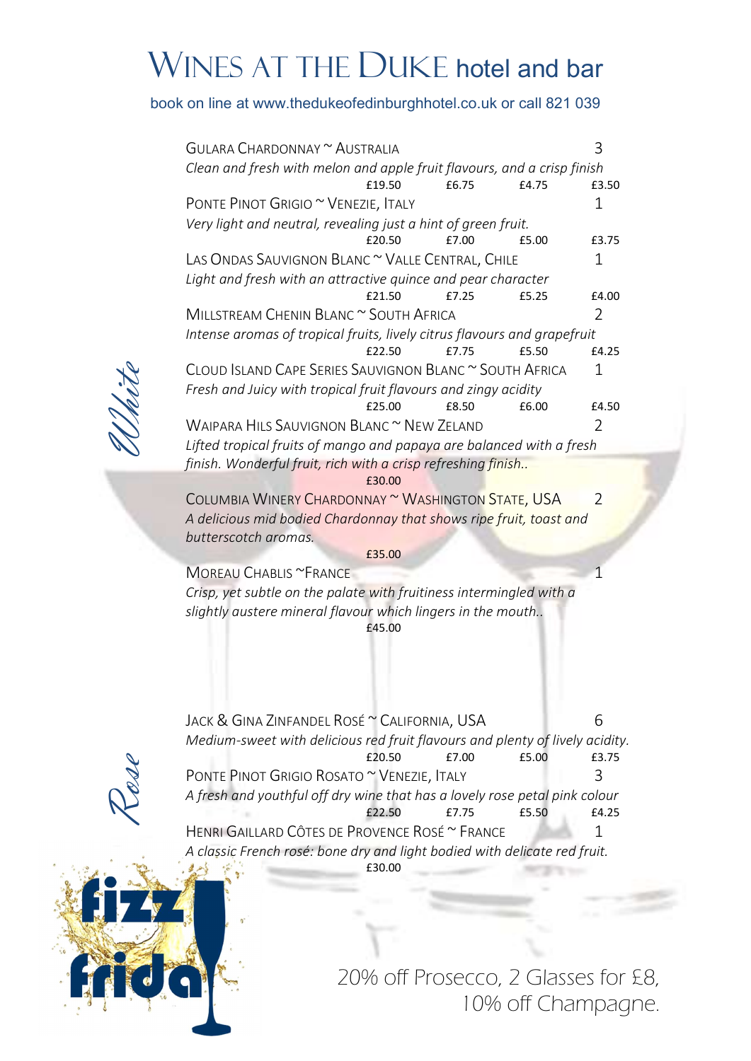# Wines at the Duke hotel and bar

book on line at www.thedukeofedinburghhotel.co.uk or call 821 039

## White

**Gulara Chardonnay ~ Australia** — 3

*Clean and fresh with melon and apple fruit flavours, and a crisp finish*

£19.50 | £6.75 | £4.75 | £3.50

**Ponte Pinot Grigio ~ Venezie, Italy** — 1

*Very light and neutral, revealing just a hint of green fruit.*

£20.50 | £7.00 | £5.00 | £3.75

**Las Ondas Sauvignon Blanc ~ Valle Central, Chile** — 1

*Light and fresh with an attractive quince and pear character*

£21.50 | £7.25 | £5.25 | £4.00

**Millstream Chenin Blanc ~ South Africa** — 2

*Intense aromas of tropical fruits, lively citrus flavours and grapefruit*

£22.50 | £7.75 | £5.50 | £4.25

**Cloud Island Cape Series Sauvignon Blanc ~ South Africa** — 1

*Fresh and Juicy with tropical fruit flavours and zingy acidity*

£25.00 | £8.50 | £6.00 | £4.50

**Waipara Hils Sauvignon Blanc ~ New Zeland** — 2

*Lifted tropical fruits of mango and papaya are balanced with a fresh finish. Wonderful fruit, rich with a crisp refreshing finish..*

£30.00

**Columbia Winery Chardonnay ~ Washington State, USA** — 2

*A delicious mid bodied Chardonnay that shows ripe fruit, toast and butterscotch aromas.*

£35.00

**Moreau Chablis ~France** — 1

*Crisp, yet subtle on the palate with fruitiness intermingled with a slightly austere mineral flavour which lingers in the mouth..*

£45.00

## Rose

**Jack & Gina Zinfandel Rosé ~ California, USA** — 6

*Medium-sweet with delicious red fruit flavours and plenty of lively acidity.*

£20.50 | £7.00 | £5.00 | £3.75

**Ponte Pinot Grigio Rosato ~ Venezie, Italy** — 3

*A fresh and youthful off dry wine that has a lovely rose petal pink colour*

£22.50 | £7.75 | £5.50 | £4.25

**Henri Gaillard Côtes de Provence Rosé ~ France** — 1

*A classic French rosé: bone dry and light bodied with delicate red fruit.*

£30.00

## fizz friday

20% off Prosecco, 2 Glasses for £8,
10% off Champagne.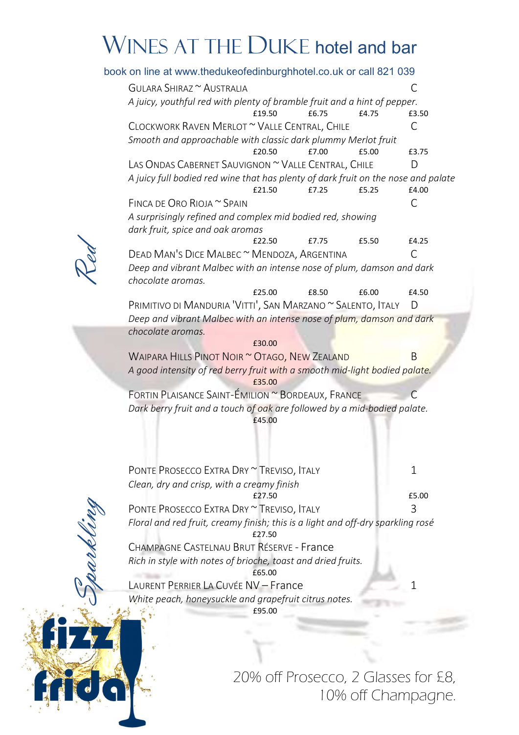# WINES AT THE DUKE hotel and bar

book on line at www.thedukeofedinburghhotel.co.uk or call 821 039

## Red

GULARA SHIRAZ ~ AUSTRALIA — C

*A juicy, youthful red with plenty of bramble fruit and a hint of pepper.*

£19.50 £6.75 £4.75 £3.50

CLOCKWORK RAVEN MERLOT ~ VALLE CENTRAL, CHILE — C

*Smooth and approachable with classic dark plummy Merlot fruit*

£20.50 £7.00 £5.00 £3.75

LAS ONDAS CABERNET SAUVIGNON ~ VALLE CENTRAL, CHILE — D

*A juicy full bodied red wine that has plenty of dark fruit on the nose and palate*

£21.50 £7.25 £5.25 £4.00

FINCA DE ORO RIOJA ~ SPAIN — C

*A surprisingly refined and complex mid bodied red, showing dark fruit, spice and oak aromas*

£22.50 £7.75 £5.50 £4.25

DEAD MAN'S DICE MALBEC ~ MENDOZA, ARGENTINA — C

*Deep and vibrant Malbec with an intense nose of plum, damson and dark chocolate aromas.*

£25.00 £8.50 £6.00 £4.50

PRIMITIVO DI MANDURIA 'VITTI', SAN MARZANO ~ SALENTO, ITALY — D

*Deep and vibrant Malbec with an intense nose of plum, damson and dark chocolate aromas.*

£30.00

WAIPARA HILLS PINOT NOIR ~ OTAGO, NEW ZEALAND — B

*A good intensity of red berry fruit with a smooth mid-light bodied palate.*

£35.00

FORTIN PLAISANCE SAINT-ÉMILION ~ BORDEAUX, FRANCE — C

*Dark berry fruit and a touch of oak are followed by a mid-bodied palate.*

£45.00

## Sparkling

PONTE PROSECCO EXTRA DRY ~ TREVISO, ITALY — 1

*Clean, dry and crisp, with a creamy finish*

£27.50 £5.00

PONTE PROSECCO EXTRA DRY ~ TREVISO, ITALY — 3

*Floral and red fruit, creamy finish; this is a light and off-dry sparkling rosé*

£27.50

CHAMPAGNE CASTELNAU BRUT RÉSERVE - France

*Rich in style with notes of brioche, toast and dried fruits.*

£65.00

LAURENT PERRIER LA CUVÉE NV – France — 1

*White peach, honeysuckle and grapefruit citrus notes.*

£95.00

**fizz friday!**

20% off Prosecco, 2 Glasses for £8,
10% off Champagne.